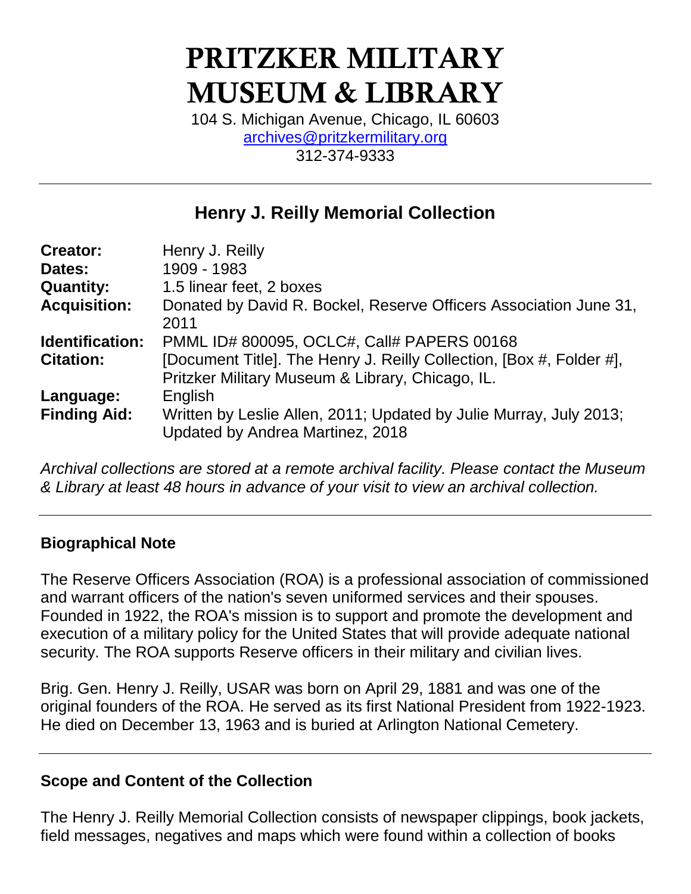# PRITZKER MILITARY MUSEUM & LIBRARY

104 S. Michigan Avenue, Chicago, IL 60603
archives@pritzkermilitary.org
312-374-9333

---

## Henry J. Reilly Memorial Collection

| | |
|---|---|
| **Creator:** | Henry J. Reilly |
| **Dates:** | 1909 - 1983 |
| **Quantity:** | 1.5 linear feet, 2 boxes |
| **Acquisition:** | Donated by David R. Bockel, Reserve Officers Association June 31, 2011 |
| **Identification:** | PMML ID# 800095, OCLC#, Call# PAPERS 00168 |
| **Citation:** | [Document Title]. The Henry J. Reilly Collection, [Box #, Folder #], Pritzker Military Museum & Library, Chicago, IL. |
| **Language:** | English |
| **Finding Aid:** | Written by Leslie Allen, 2011; Updated by Julie Murray, July 2013; Updated by Andrea Martinez, 2018 |

*Archival collections are stored at a remote archival facility. Please contact the Museum & Library at least 48 hours in advance of your visit to view an archival collection.*

---

### Biographical Note

The Reserve Officers Association (ROA) is a professional association of commissioned and warrant officers of the nation's seven uniformed services and their spouses. Founded in 1922, the ROA's mission is to support and promote the development and execution of a military policy for the United States that will provide adequate national security. The ROA supports Reserve officers in their military and civilian lives.

Brig. Gen. Henry J. Reilly, USAR was born on April 29, 1881 and was one of the original founders of the ROA. He served as its first National President from 1922-1923. He died on December 13, 1963 and is buried at Arlington National Cemetery.

---

### Scope and Content of the Collection

The Henry J. Reilly Memorial Collection consists of newspaper clippings, book jackets, field messages, negatives and maps which were found within a collection of books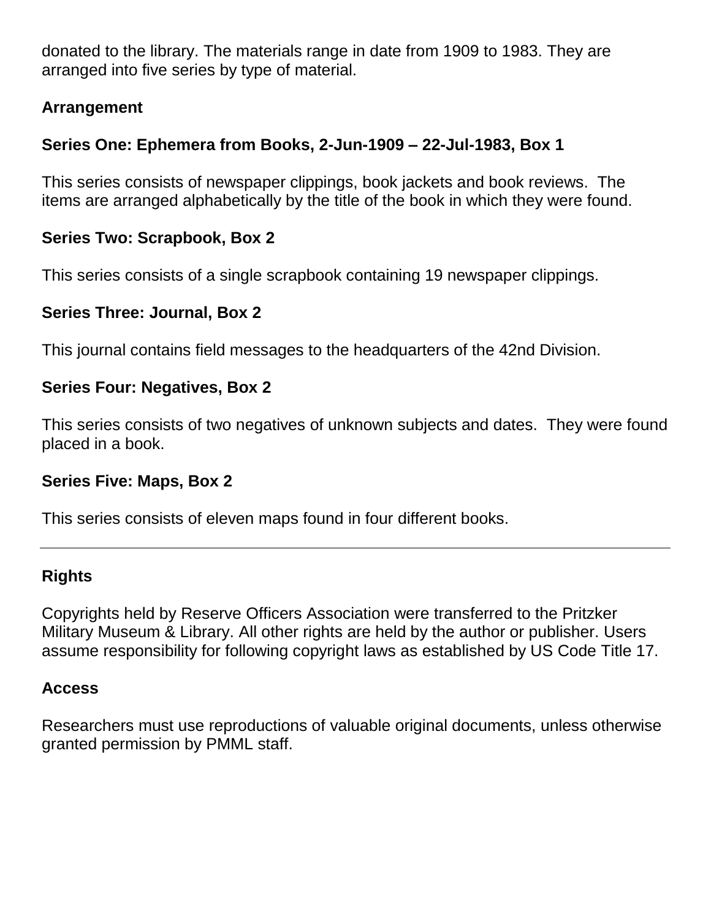donated to the library. The materials range in date from 1909 to 1983. They are arranged into five series by type of material.

## Arrangement

### Series One: Ephemera from Books, 2-Jun-1909 – 22-Jul-1983, Box 1

This series consists of newspaper clippings, book jackets and book reviews. The items are arranged alphabetically by the title of the book in which they were found.

### Series Two: Scrapbook, Box 2

This series consists of a single scrapbook containing 19 newspaper clippings.

### Series Three: Journal, Box 2

This journal contains field messages to the headquarters of the 42nd Division.

### Series Four: Negatives, Box 2

This series consists of two negatives of unknown subjects and dates. They were found placed in a book.

### Series Five: Maps, Box 2

This series consists of eleven maps found in four different books.

---

## Rights

Copyrights held by Reserve Officers Association were transferred to the Pritzker Military Museum & Library. All other rights are held by the author or publisher. Users assume responsibility for following copyright laws as established by US Code Title 17.

## Access

Researchers must use reproductions of valuable original documents, unless otherwise granted permission by PMML staff.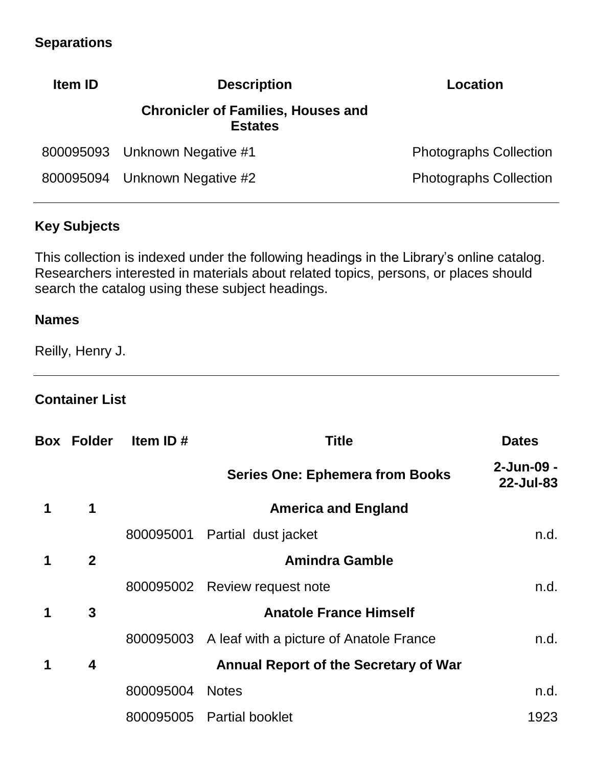### Separations

| Item ID | Description | Location |
|---|---|---|
| | **Chronicler of Families, Houses and Estates** | |
| 800095093 | Unknown Negative #1 | Photographs Collection |
| 800095094 | Unknown Negative #2 | Photographs Collection |

---

### Key Subjects

This collection is indexed under the following headings in the Library's online catalog. Researchers interested in materials about related topics, persons, or places should search the catalog using these subject headings.

#### Names

Reilly, Henry J.

---

### Container List

| Box | Folder | Item ID # | Title | Dates |
|---|---|---|---|---|
| | | | **Series One: Ephemera from Books** | **2-Jun-09 - 22-Jul-83** |
| **1** | **1** | | **America and England** | |
| | | 800095001 | Partial  dust jacket | n.d. |
| **1** | **2** | | **Amindra Gamble** | |
| | | 800095002 | Review request note | n.d. |
| **1** | **3** | | **Anatole France Himself** | |
| | | 800095003 | A leaf with a picture of Anatole France | n.d. |
| **1** | **4** | | **Annual Report of the Secretary of War** | |
| | | 800095004 | Notes | n.d. |
| | | 800095005 | Partial booklet | 1923 |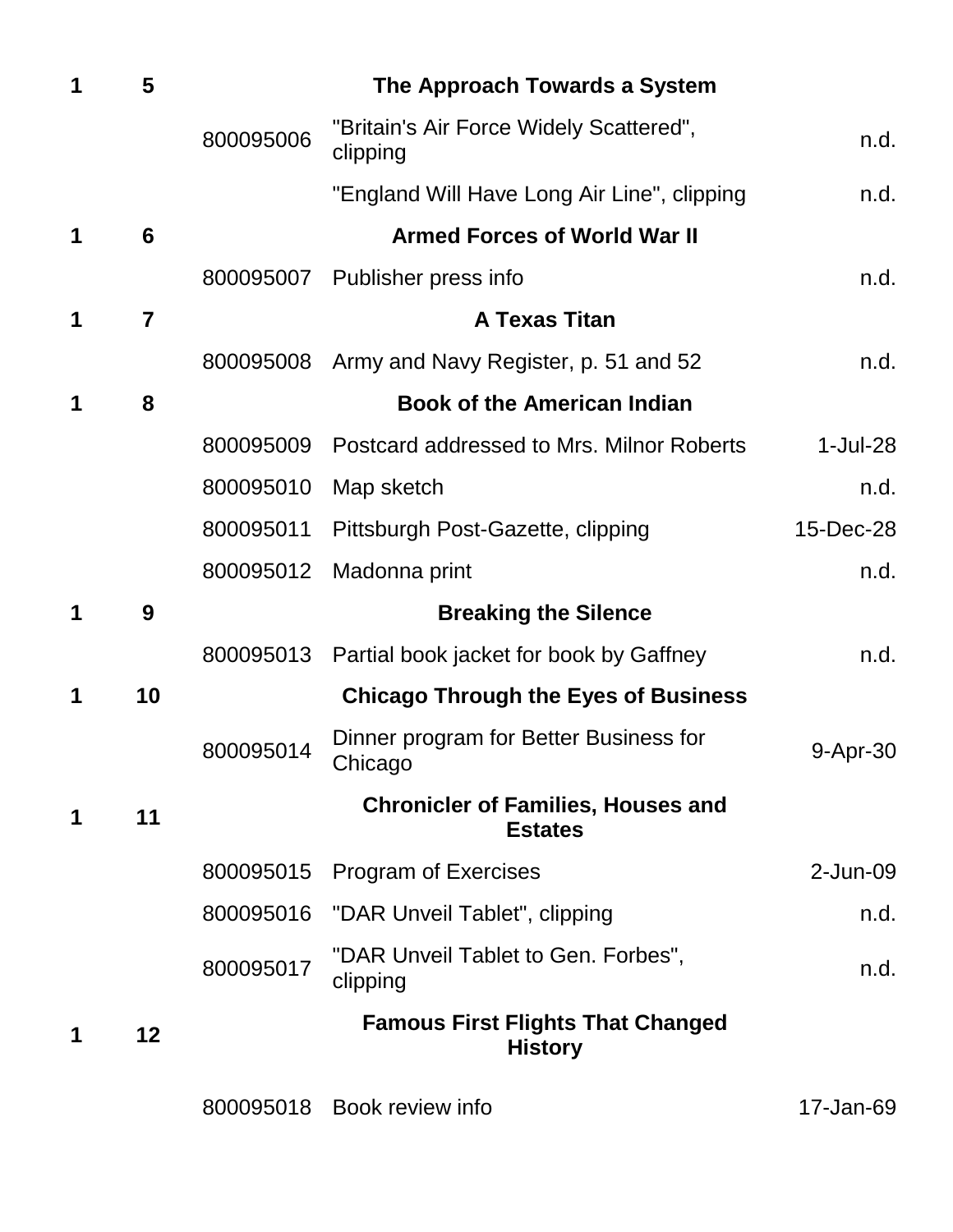| | | | | |
|---|---|---|---|---|
| 1 | 5 | | **The Approach Towards a System** | |
| | | 800095006 | "Britain's Air Force Widely Scattered", clipping | n.d. |
| | | | "England Will Have Long Air Line", clipping | n.d. |
| 1 | 6 | | **Armed Forces of World War II** | |
| | | 800095007 | Publisher press info | n.d. |
| 1 | 7 | | **A Texas Titan** | |
| | | 800095008 | Army and Navy Register, p. 51 and 52 | n.d. |
| 1 | 8 | | **Book of the American Indian** | |
| | | 800095009 | Postcard addressed to Mrs. Milnor Roberts | 1-Jul-28 |
| | | 800095010 | Map sketch | n.d. |
| | | 800095011 | Pittsburgh Post-Gazette, clipping | 15-Dec-28 |
| | | 800095012 | Madonna print | n.d. |
| 1 | 9 | | **Breaking the Silence** | |
| | | 800095013 | Partial book jacket for book by Gaffney | n.d. |
| 1 | 10 | | **Chicago Through the Eyes of Business** | |
| | | 800095014 | Dinner program for Better Business for Chicago | 9-Apr-30 |
| 1 | 11 | | **Chronicler of Families, Houses and Estates** | |
| | | 800095015 | Program of Exercises | 2-Jun-09 |
| | | 800095016 | "DAR Unveil Tablet", clipping | n.d. |
| | | 800095017 | "DAR Unveil Tablet to Gen. Forbes", clipping | n.d. |
| 1 | 12 | | **Famous First Flights That Changed History** | |
| | | 800095018 | Book review info | 17-Jan-69 |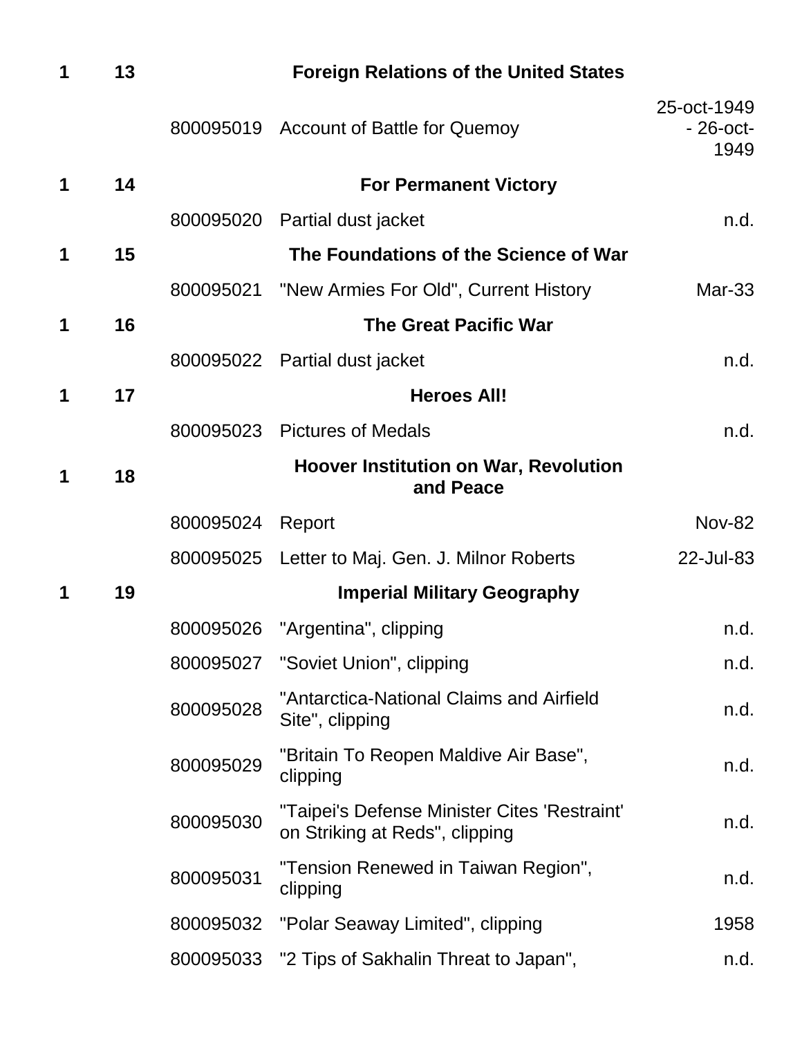| Box | Folder | ID | Title | Date |
|---|---|---|---|---|
| 1 | 13 | | **Foreign Relations of the United States** | |
| | | 800095019 | Account of Battle for Quemoy | 25-oct-1949 - 26-oct-1949 |
| 1 | 14 | | **For Permanent Victory** | |
| | | 800095020 | Partial dust jacket | n.d. |
| 1 | 15 | | **The Foundations of the Science of War** | |
| | | 800095021 | "New Armies For Old", Current History | Mar-33 |
| 1 | 16 | | **The Great Pacific War** | |
| | | 800095022 | Partial dust jacket | n.d. |
| 1 | 17 | | **Heroes All!** | |
| | | 800095023 | Pictures of Medals | n.d. |
| 1 | 18 | | **Hoover Institution on War, Revolution and Peace** | |
| | | 800095024 | Report | Nov-82 |
| | | 800095025 | Letter to Maj. Gen. J. Milnor Roberts | 22-Jul-83 |
| 1 | 19 | | **Imperial Military Geography** | |
| | | 800095026 | "Argentina", clipping | n.d. |
| | | 800095027 | "Soviet Union", clipping | n.d. |
| | | 800095028 | "Antarctica-National Claims and Airfield Site", clipping | n.d. |
| | | 800095029 | "Britain To Reopen Maldive Air Base", clipping | n.d. |
| | | 800095030 | "Taipei's Defense Minister Cites 'Restraint' on Striking at Reds", clipping | n.d. |
| | | 800095031 | "Tension Renewed in Taiwan Region", clipping | n.d. |
| | | 800095032 | "Polar Seaway Limited", clipping | 1958 |
| | | 800095033 | "2 Tips of Sakhalin Threat to Japan", | n.d. |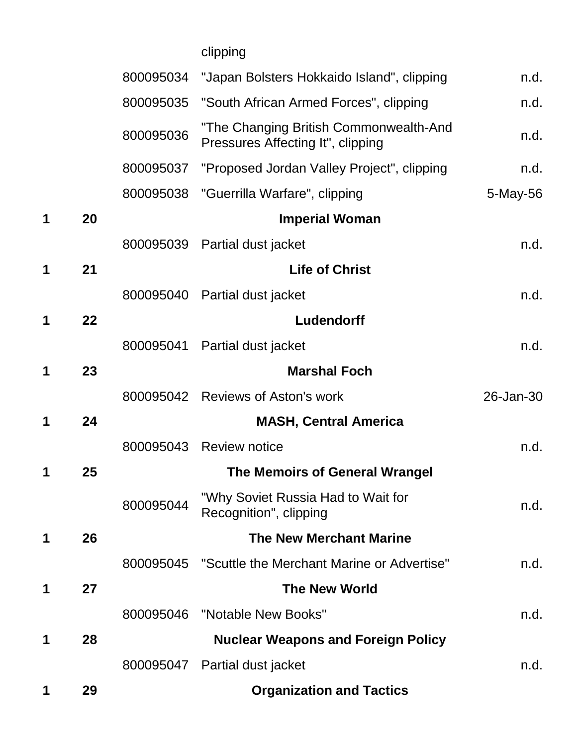| | | | clipping | |
|---|---|---|---|---|
| | | 800095034 | "Japan Bolsters Hokkaido Island", clipping | n.d. |
| | | 800095035 | "South African Armed Forces", clipping | n.d. |
| | | 800095036 | "The Changing British Commonwealth-And Pressures Affecting It", clipping | n.d. |
| | | 800095037 | "Proposed Jordan Valley Project", clipping | n.d. |
| | | 800095038 | "Guerrilla Warfare", clipping | 5-May-56 |
| **1** | **20** | | **Imperial Woman** | |
| | | 800095039 | Partial dust jacket | n.d. |
| **1** | **21** | | **Life of Christ** | |
| | | 800095040 | Partial dust jacket | n.d. |
| **1** | **22** | | **Ludendorff** | |
| | | 800095041 | Partial dust jacket | n.d. |
| **1** | **23** | | **Marshal Foch** | |
| | | 800095042 | Reviews of Aston's work | 26-Jan-30 |
| **1** | **24** | | **MASH, Central America** | |
| | | 800095043 | Review notice | n.d. |
| **1** | **25** | | **The Memoirs of General Wrangel** | |
| | | 800095044 | "Why Soviet Russia Had to Wait for Recognition", clipping | n.d. |
| **1** | **26** | | **The New Merchant Marine** | |
| | | 800095045 | "Scuttle the Merchant Marine or Advertise" | n.d. |
| **1** | **27** | | **The New World** | |
| | | 800095046 | "Notable New Books" | n.d. |
| **1** | **28** | | **Nuclear Weapons and Foreign Policy** | |
| | | 800095047 | Partial dust jacket | n.d. |
| **1** | **29** | | **Organization and Tactics** | |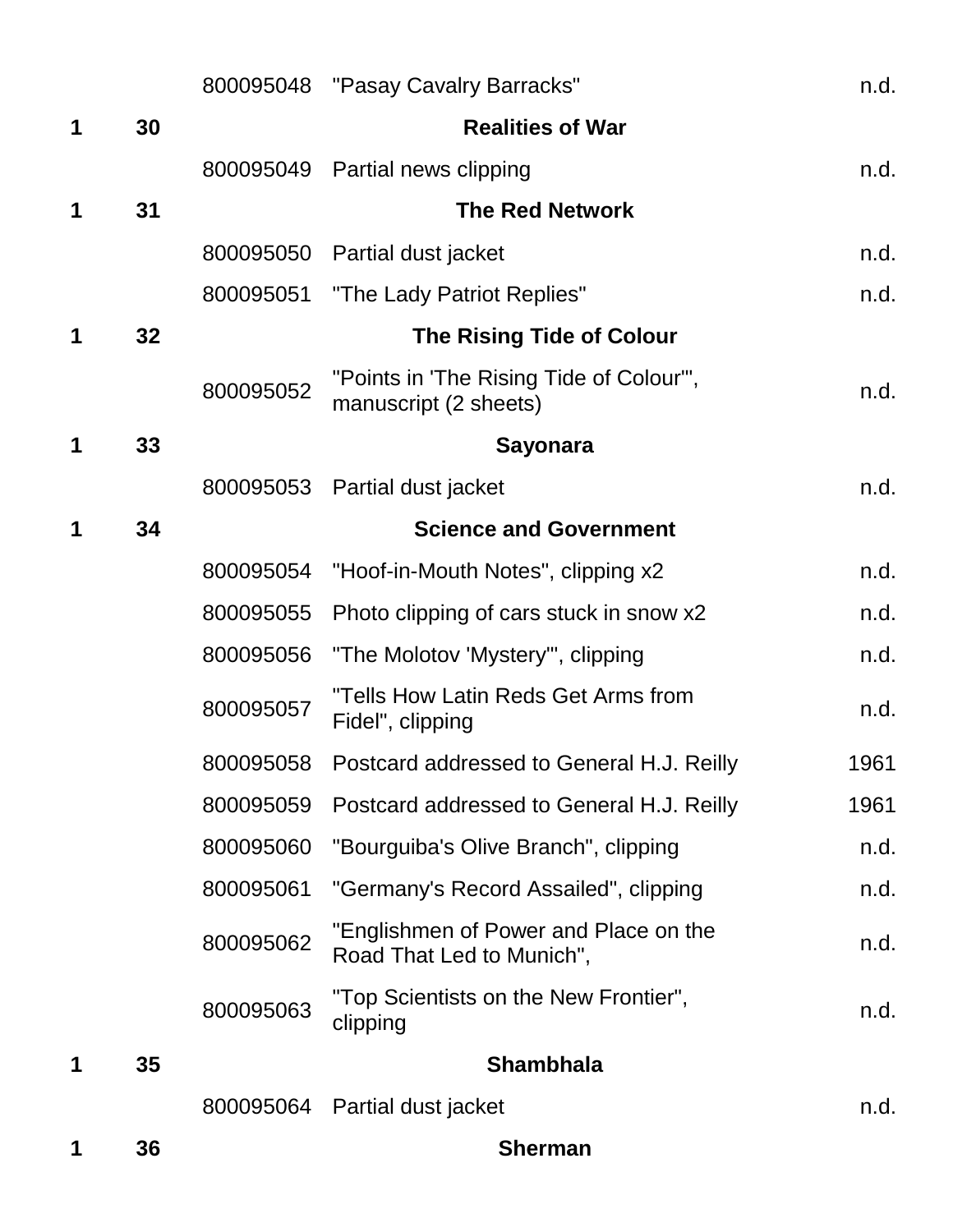| | | | | |
|---|---|---|---|---|
| | | 800095048 | "Pasay Cavalry Barracks" | n.d. |
| **1** | **30** | | **Realities of War** | |
| | | 800095049 | Partial news clipping | n.d. |
| **1** | **31** | | **The Red Network** | |
| | | 800095050 | Partial dust jacket | n.d. |
| | | 800095051 | "The Lady Patriot Replies" | n.d. |
| **1** | **32** | | **The Rising Tide of Colour** | |
| | | 800095052 | "Points in 'The Rising Tide of Colour'", manuscript (2 sheets) | n.d. |
| **1** | **33** | | **Sayonara** | |
| | | 800095053 | Partial dust jacket | n.d. |
| **1** | **34** | | **Science and Government** | |
| | | 800095054 | "Hoof-in-Mouth Notes", clipping x2 | n.d. |
| | | 800095055 | Photo clipping of cars stuck in snow x2 | n.d. |
| | | 800095056 | "The Molotov 'Mystery'", clipping | n.d. |
| | | 800095057 | "Tells How Latin Reds Get Arms from Fidel", clipping | n.d. |
| | | 800095058 | Postcard addressed to General H.J. Reilly | 1961 |
| | | 800095059 | Postcard addressed to General H.J. Reilly | 1961 |
| | | 800095060 | "Bourguiba's Olive Branch", clipping | n.d. |
| | | 800095061 | "Germany's Record Assailed", clipping | n.d. |
| | | 800095062 | "Englishmen of Power and Place on the Road That Led to Munich", | n.d. |
| | | 800095063 | "Top Scientists on the New Frontier", clipping | n.d. |
| **1** | **35** | | **Shambhala** | |
| | | 800095064 | Partial dust jacket | n.d. |
| **1** | **36** | | **Sherman** | |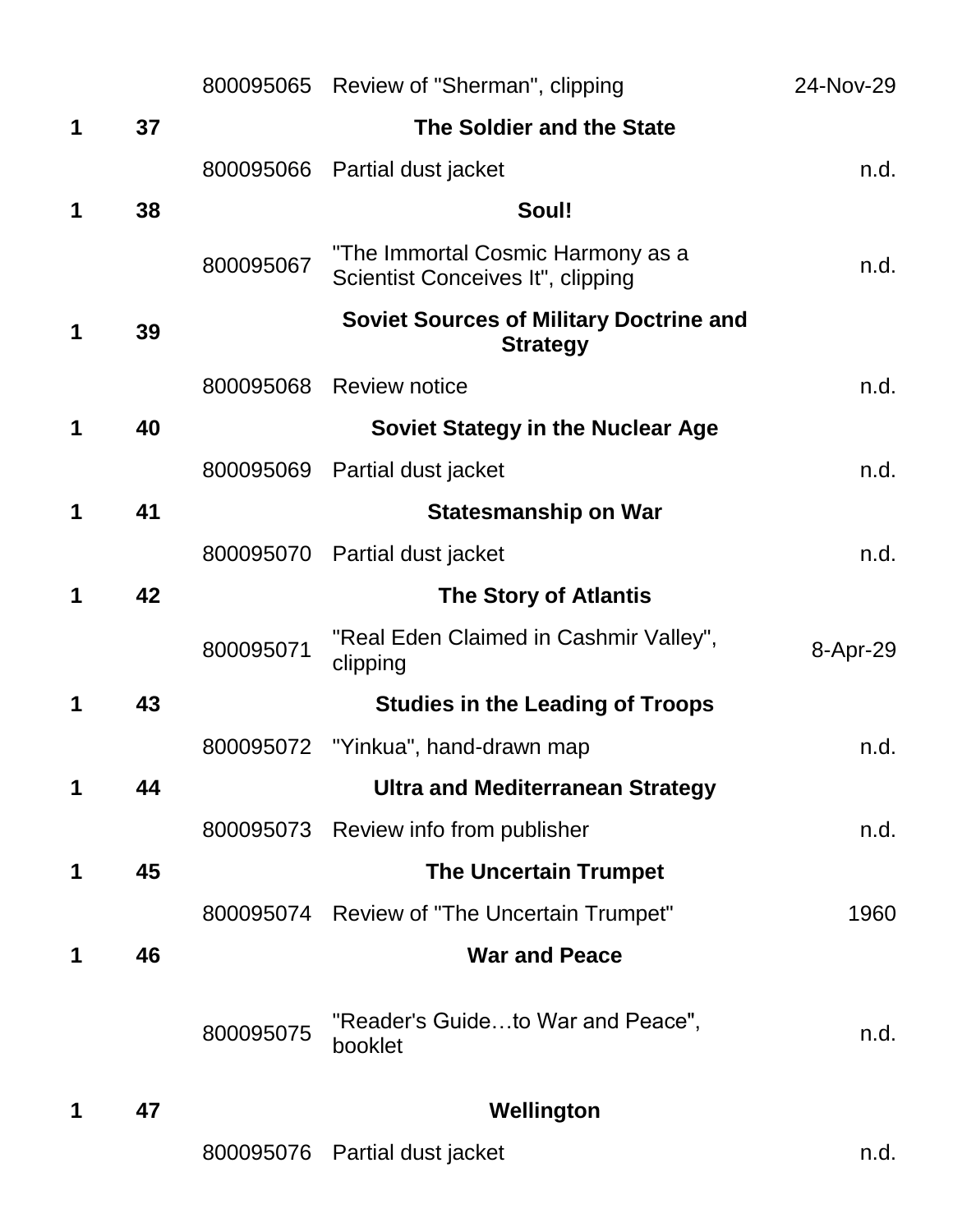| | | | | |
|---|---|---|---|---|
| | | 800095065 | Review of "Sherman", clipping | 24-Nov-29 |
| **1** | **37** | | **The Soldier and the State** | |
| | | 800095066 | Partial dust jacket | n.d. |
| **1** | **38** | | **Soul!** | |
| | | 800095067 | "The Immortal Cosmic Harmony as a Scientist Conceives It", clipping | n.d. |
| **1** | **39** | | **Soviet Sources of Military Doctrine and Strategy** | |
| | | 800095068 | Review notice | n.d. |
| **1** | **40** | | **Soviet Stategy in the Nuclear Age** | |
| | | 800095069 | Partial dust jacket | n.d. |
| **1** | **41** | | **Statesmanship on War** | |
| | | 800095070 | Partial dust jacket | n.d. |
| **1** | **42** | | **The Story of Atlantis** | |
| | | 800095071 | "Real Eden Claimed in Cashmir Valley", clipping | 8-Apr-29 |
| **1** | **43** | | **Studies in the Leading of Troops** | |
| | | 800095072 | "Yinkua", hand-drawn map | n.d. |
| **1** | **44** | | **Ultra and Mediterranean Strategy** | |
| | | 800095073 | Review info from publisher | n.d. |
| **1** | **45** | | **The Uncertain Trumpet** | |
| | | 800095074 | Review of "The Uncertain Trumpet" | 1960 |
| **1** | **46** | | **War and Peace** | |
| | | 800095075 | "Reader's Guide…to War and Peace", booklet | n.d. |
| **1** | **47** | | **Wellington** | |
| | | 800095076 | Partial dust jacket | n.d. |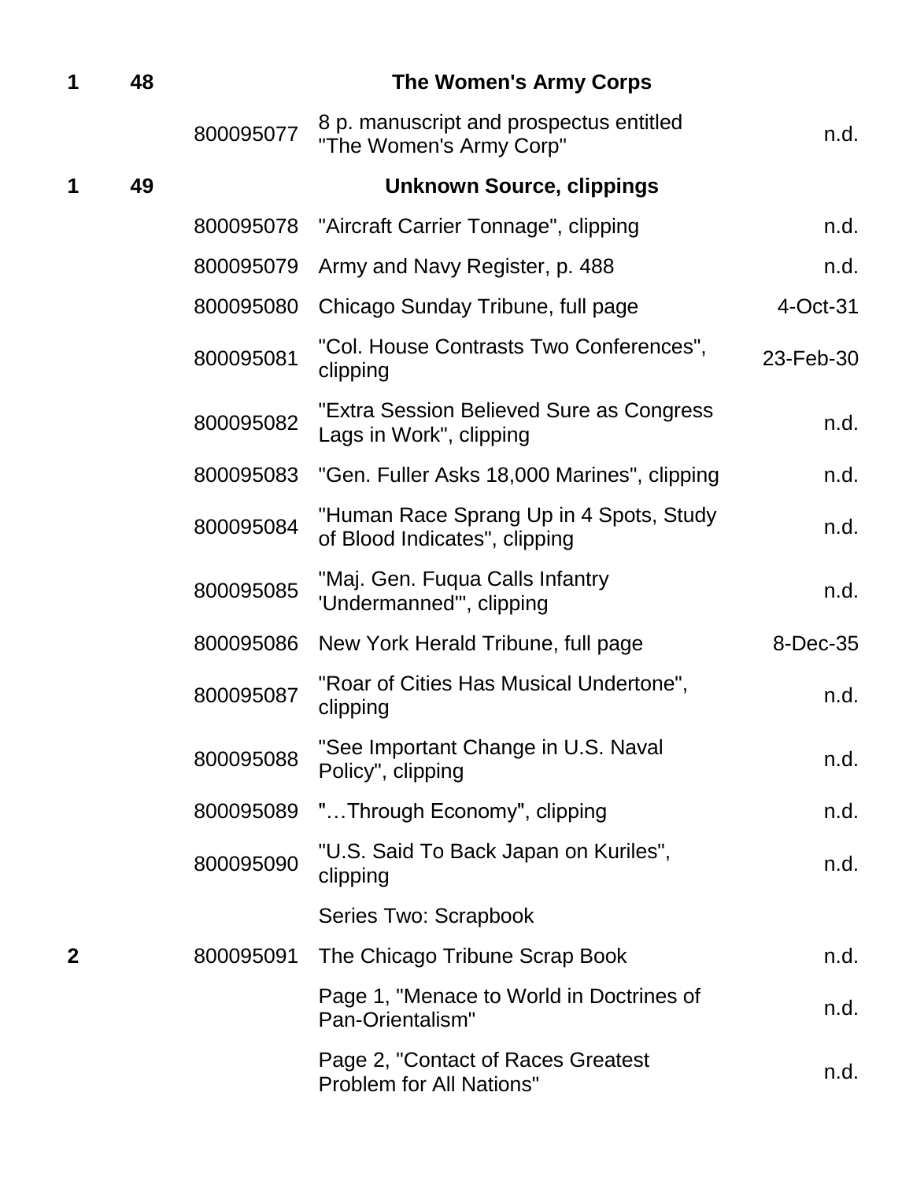| Box | Folder | Item ID | Description | Date |
|---|---|---|---|---|
| 1 | 48 | | **The Women's Army Corps** | |
| | | 800095077 | 8 p. manuscript and prospectus entitled "The Women's Army Corp" | n.d. |
| 1 | 49 | | **Unknown Source, clippings** | |
| | | 800095078 | "Aircraft Carrier Tonnage", clipping | n.d. |
| | | 800095079 | Army and Navy Register, p. 488 | n.d. |
| | | 800095080 | Chicago Sunday Tribune, full page | 4-Oct-31 |
| | | 800095081 | "Col. House Contrasts Two Conferences", clipping | 23-Feb-30 |
| | | 800095082 | "Extra Session Believed Sure as Congress Lags in Work", clipping | n.d. |
| | | 800095083 | "Gen. Fuller Asks 18,000 Marines", clipping | n.d. |
| | | 800095084 | "Human Race Sprang Up in 4 Spots, Study of Blood Indicates", clipping | n.d. |
| | | 800095085 | "Maj. Gen. Fuqua Calls Infantry 'Undermanned'", clipping | n.d. |
| | | 800095086 | New York Herald Tribune, full page | 8-Dec-35 |
| | | 800095087 | "Roar of Cities Has Musical Undertone", clipping | n.d. |
| | | 800095088 | "See Important Change in U.S. Naval Policy", clipping | n.d. |
| | | 800095089 | "…Through Economy", clipping | n.d. |
| | | 800095090 | "U.S. Said To Back Japan on Kuriles", clipping | n.d. |
| | | | Series Two: Scrapbook | |
| 2 | | 800095091 | The Chicago Tribune Scrap Book | n.d. |
| | | | Page 1, "Menace to World in Doctrines of Pan-Orientalism" | n.d. |
| | | | Page 2, "Contact of Races Greatest Problem for All Nations" | n.d. |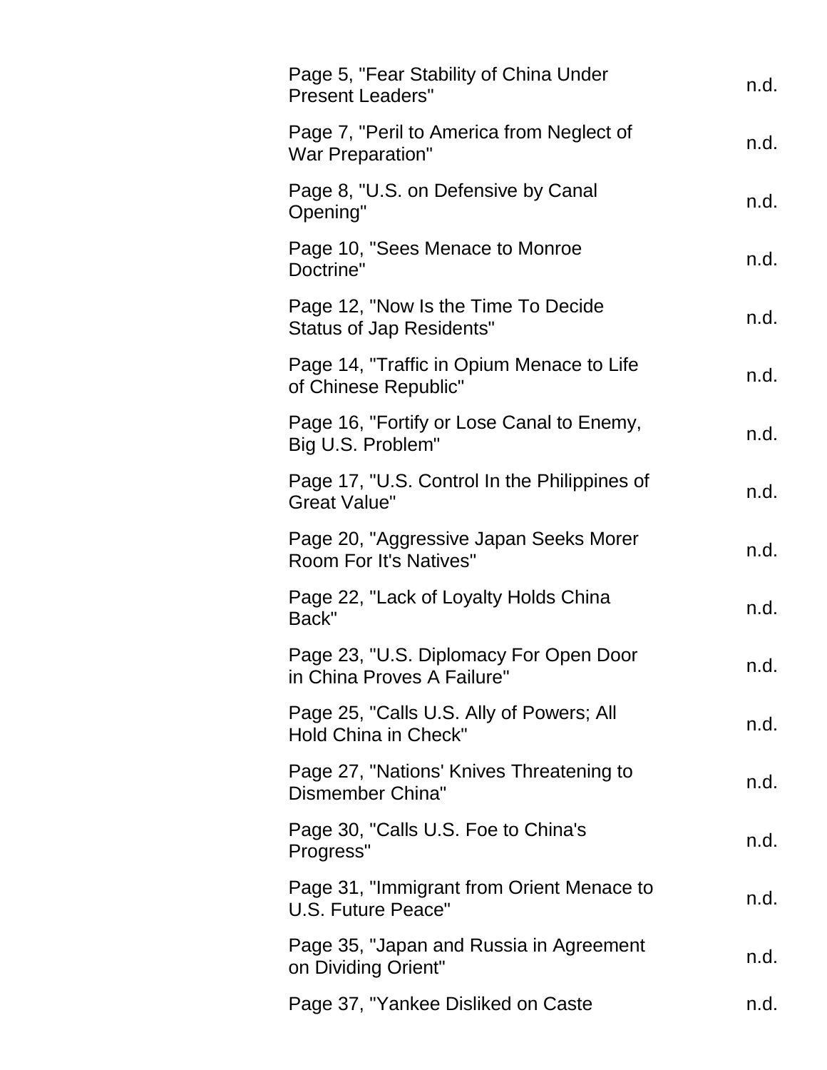| | |
|---|---|
| Page 5, "Fear Stability of China Under Present Leaders" | n.d. |
| Page 7, "Peril to America from Neglect of War Preparation" | n.d. |
| Page 8, "U.S. on Defensive by Canal Opening" | n.d. |
| Page 10, "Sees Menace to Monroe Doctrine" | n.d. |
| Page 12, "Now Is the Time To Decide Status of Jap Residents" | n.d. |
| Page 14, "Traffic in Opium Menace to Life of Chinese Republic" | n.d. |
| Page 16, "Fortify or Lose Canal to Enemy, Big U.S. Problem" | n.d. |
| Page 17, "U.S. Control In the Philippines of Great Value" | n.d. |
| Page 20, "Aggressive Japan Seeks Morer Room For It's Natives" | n.d. |
| Page 22, "Lack of Loyalty Holds China Back" | n.d. |
| Page 23, "U.S. Diplomacy For Open Door in China Proves A Failure" | n.d. |
| Page 25, "Calls U.S. Ally of Powers; All Hold China in Check" | n.d. |
| Page 27, "Nations' Knives Threatening to Dismember China" | n.d. |
| Page 30, "Calls U.S. Foe to China's Progress" | n.d. |
| Page 31, "Immigrant from Orient Menace to U.S. Future Peace" | n.d. |
| Page 35, "Japan and Russia in Agreement on Dividing Orient" | n.d. |
| Page 37, "Yankee Disliked on Caste | n.d. |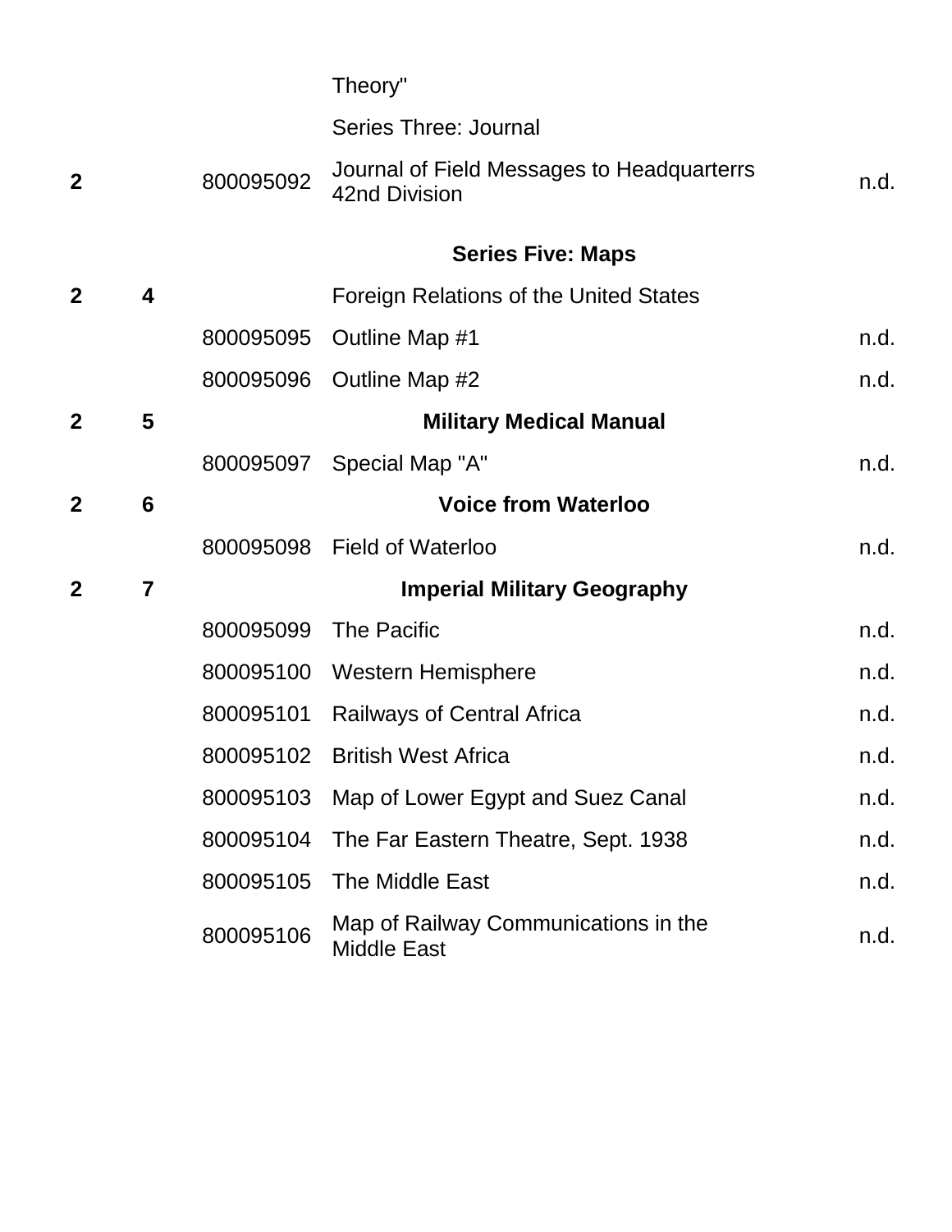| | | | | |
|---|---|---|---|---|
| | | | Theory" | |
| | | | Series Three: Journal | |
| 2 | | 800095092 | Journal of Field Messages to Headquarterrs 42nd Division | n.d. |
| | | | **Series Five: Maps** | |
| 2 | 4 | | Foreign Relations of the United States | |
| | | 800095095 | Outline Map #1 | n.d. |
| | | 800095096 | Outline Map #2 | n.d. |
| 2 | 5 | | **Military Medical Manual** | |
| | | 800095097 | Special Map "A" | n.d. |
| 2 | 6 | | **Voice from Waterloo** | |
| | | 800095098 | Field of Waterloo | n.d. |
| 2 | 7 | | **Imperial Military Geography** | |
| | | 800095099 | The Pacific | n.d. |
| | | 800095100 | Western Hemisphere | n.d. |
| | | 800095101 | Railways of Central Africa | n.d. |
| | | 800095102 | British West Africa | n.d. |
| | | 800095103 | Map of Lower Egypt and Suez Canal | n.d. |
| | | 800095104 | The Far Eastern Theatre, Sept. 1938 | n.d. |
| | | 800095105 | The Middle East | n.d. |
| | | 800095106 | Map of Railway Communications in the Middle East | n.d. |